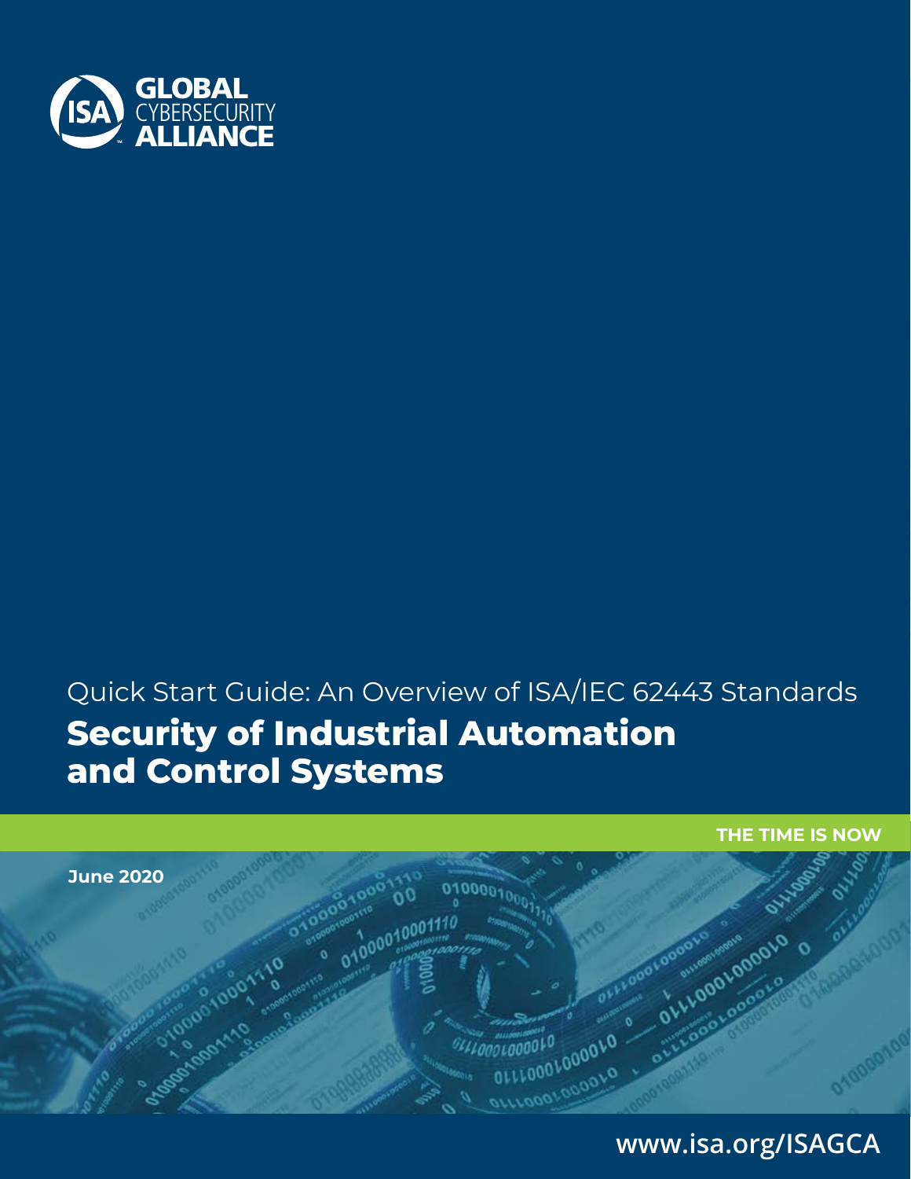ISA GLOBAL CYBERSECURITY ALLIANCE

Quick Start Guide: An Overview of ISA/IEC 62443 Standards

# Security of Industrial Automation and Control Systems

THE TIME IS NOW

June 2020

www.isa.org/ISAGCA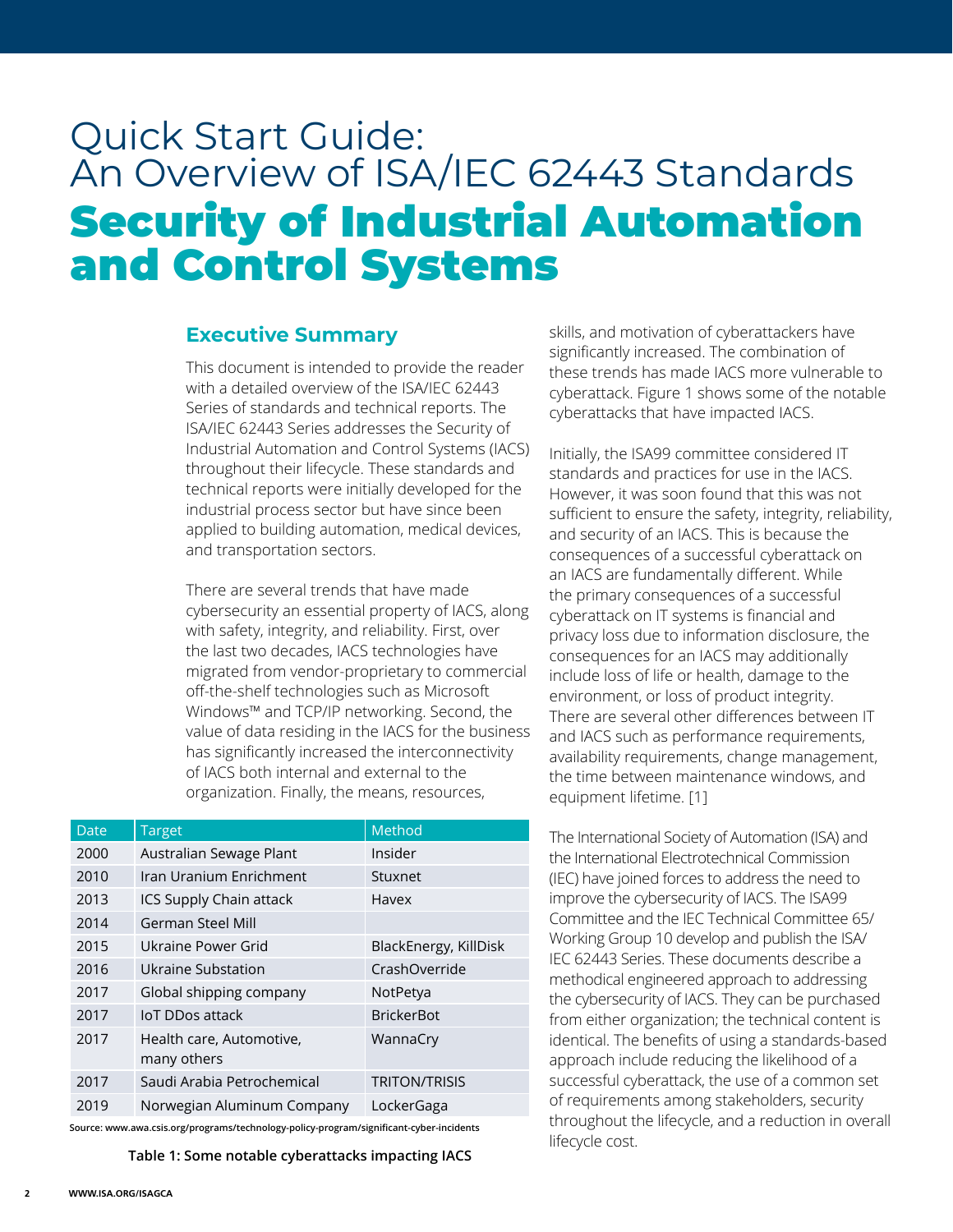# Quick Start Guide: An Overview of ISA/IEC 62443 Standards

# Security of Industrial Automation and Control Systems

## Executive Summary

This document is intended to provide the reader with a detailed overview of the ISA/IEC 62443 Series of standards and technical reports. The ISA/IEC 62443 Series addresses the Security of Industrial Automation and Control Systems (IACS) throughout their lifecycle. These standards and technical reports were initially developed for the industrial process sector but have since been applied to building automation, medical devices, and transportation sectors.

There are several trends that have made cybersecurity an essential property of IACS, along with safety, integrity, and reliability. First, over the last two decades, IACS technologies have migrated from vendor-proprietary to commercial off-the-shelf technologies such as Microsoft Windows™ and TCP/IP networking. Second, the value of data residing in the IACS for the business has significantly increased the interconnectivity of IACS both internal and external to the organization. Finally, the means, resources, skills, and motivation of cyberattackers have significantly increased. The combination of these trends has made IACS more vulnerable to cyberattack. Figure 1 shows some of the notable cyberattacks that have impacted IACS.

| Date | Target | Method |
|---|---|---|
| 2000 | Australian Sewage Plant | Insider |
| 2010 | Iran Uranium Enrichment | Stuxnet |
| 2013 | ICS Supply Chain attack | Havex |
| 2014 | German Steel Mill | |
| 2015 | Ukraine Power Grid | BlackEnergy, KillDisk |
| 2016 | Ukraine Substation | CrashOverride |
| 2017 | Global shipping company | NotPetya |
| 2017 | IoT DDos attack | BrickerBot |
| 2017 | Health care, Automotive, many others | WannaCry |
| 2017 | Saudi Arabia Petrochemical | TRITON/TRISIS |
| 2019 | Norwegian Aluminum Company | LockerGaga |

Source: www.awa.csis.org/programs/technology-policy-program/significant-cyber-incidents

**Table 1: Some notable cyberattacks impacting IACS**

Initially, the ISA99 committee considered IT standards and practices for use in the IACS. However, it was soon found that this was not sufficient to ensure the safety, integrity, reliability, and security of an IACS. This is because the consequences of a successful cyberattack on an IACS are fundamentally different. While the primary consequences of a successful cyberattack on IT systems is financial and privacy loss due to information disclosure, the consequences for an IACS may additionally include loss of life or health, damage to the environment, or loss of product integrity. There are several other differences between IT and IACS such as performance requirements, availability requirements, change management, the time between maintenance windows, and equipment lifetime. [1]

The International Society of Automation (ISA) and the International Electrotechnical Commission (IEC) have joined forces to address the need to improve the cybersecurity of IACS. The ISA99 Committee and the IEC Technical Committee 65/ Working Group 10 develop and publish the ISA/ IEC 62443 Series. These documents describe a methodical engineered approach to addressing the cybersecurity of IACS. They can be purchased from either organization; the technical content is identical. The benefits of using a standards-based approach include reducing the likelihood of a successful cyberattack, the use of a common set of requirements among stakeholders, security throughout the lifecycle, and a reduction in overall lifecycle cost.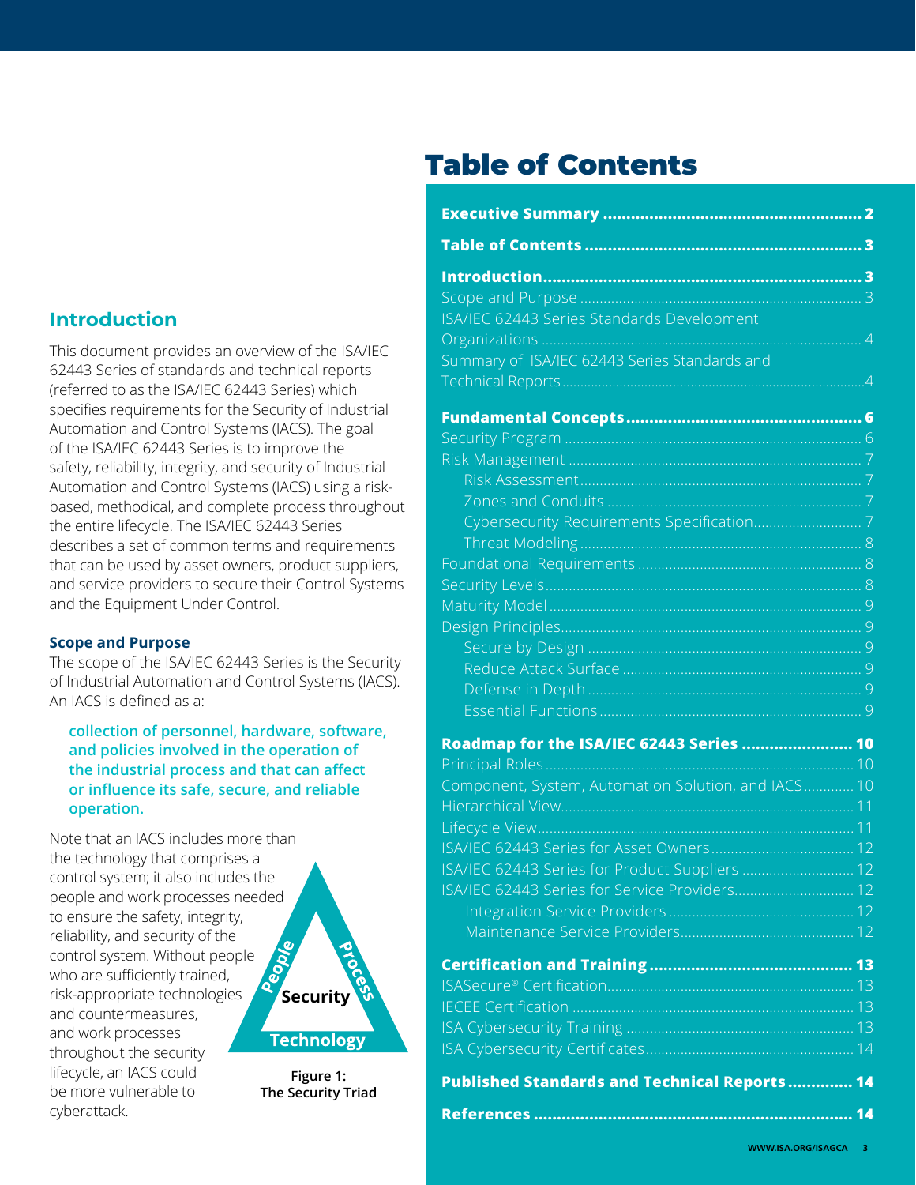# Table of Contents

**Executive Summary ........ 2**

**Table of Contents ........ 3**

**Introduction ........ 3**
- Scope and Purpose ........ 3
- ISA/IEC 62443 Series Standards Development Organizations ........ 4
- Summary of ISA/IEC 62443 Series Standards and Technical Reports ........ 4

**Fundamental Concepts ........ 6**
- Security Program ........ 6
- Risk Management ........ 7
  - Risk Assessment ........ 7
  - Zones and Conduits ........ 7
  - Cybersecurity Requirements Specification ........ 7
  - Threat Modeling ........ 8
- Foundational Requirements ........ 8
- Security Levels ........ 8
- Maturity Model ........ 9
- Design Principles ........ 9
  - Secure by Design ........ 9
  - Reduce Attack Surface ........ 9
  - Defense in Depth ........ 9
  - Essential Functions ........ 9

**Roadmap for the ISA/IEC 62443 Series ........ 10**
- Principal Roles ........ 10
- Component, System, Automation Solution, and IACS ........ 10
- Hierarchical View ........ 11
- Lifecycle View ........ 11
- ISA/IEC 62443 Series for Asset Owners ........ 12
- ISA/IEC 62443 Series for Product Suppliers ........ 12
- ISA/IEC 62443 Series for Service Providers ........ 12
  - Integration Service Providers ........ 12
  - Maintenance Service Providers ........ 12

**Certification and Training ........ 13**
- ISASecure® Certification ........ 13
- IECEE Certification ........ 13
- ISA Cybersecurity Training ........ 13
- ISA Cybersecurity Certificates ........ 14

**Published Standards and Technical Reports ........ 14**

**References ........ 14**

## Introduction

This document provides an overview of the ISA/IEC 62443 Series of standards and technical reports (referred to as the ISA/IEC 62443 Series) which specifies requirements for the Security of Industrial Automation and Control Systems (IACS). The goal of the ISA/IEC 62443 Series is to improve the safety, reliability, integrity, and security of Industrial Automation and Control Systems (IACS) using a risk-based, methodical, and complete process throughout the entire lifecycle. The ISA/IEC 62443 Series describes a set of common terms and requirements that can be used by asset owners, product suppliers, and service providers to secure their Control Systems and the Equipment Under Control.

### Scope and Purpose

The scope of the ISA/IEC 62443 Series is the Security of Industrial Automation and Control Systems (IACS). An IACS is defined as a:

> **collection of personnel, hardware, software, and policies involved in the operation of the industrial process and that can affect or influence its safe, secure, and reliable operation.**

Note that an IACS includes more than the technology that comprises a control system; it also includes the people and work processes needed to ensure the safety, integrity, reliability, and security of the control system. Without people who are sufficiently trained, risk-appropriate technologies and countermeasures, and work processes throughout the security lifecycle, an IACS could be more vulnerable to cyberattack.

People — Process — Technology — Security

**Figure 1: The Security Triad**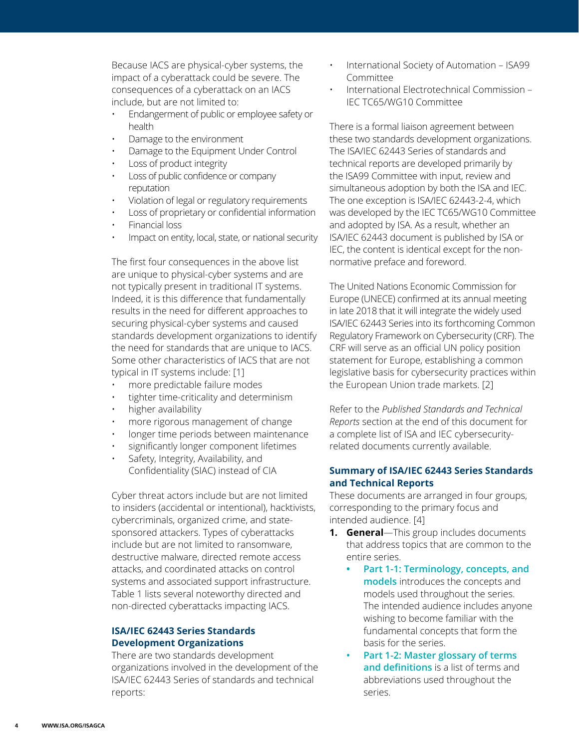Because IACS are physical-cyber systems, the impact of a cyberattack could be severe. The consequences of a cyberattack on an IACS include, but are not limited to:

- Endangerment of public or employee safety or health
- Damage to the environment
- Damage to the Equipment Under Control
- Loss of product integrity
- Loss of public confidence or company reputation
- Violation of legal or regulatory requirements
- Loss of proprietary or confidential information
- Financial loss
- Impact on entity, local, state, or national security

The first four consequences in the above list are unique to physical-cyber systems and are not typically present in traditional IT systems. Indeed, it is this difference that fundamentally results in the need for different approaches to securing physical-cyber systems and caused standards development organizations to identify the need for standards that are unique to IACS. Some other characteristics of IACS that are not typical in IT systems include: [1]

- more predictable failure modes
- tighter time-criticality and determinism
- higher availability
- more rigorous management of change
- longer time periods between maintenance
- significantly longer component lifetimes
- Safety, Integrity, Availability, and Confidentiality (SIAC) instead of CIA

Cyber threat actors include but are not limited to insiders (accidental or intentional), hacktivists, cybercriminals, organized crime, and state-sponsored attackers. Types of cyberattacks include but are not limited to ransomware, destructive malware, directed remote access attacks, and coordinated attacks on control systems and associated support infrastructure. Table 1 lists several noteworthy directed and non-directed cyberattacks impacting IACS.

### ISA/IEC 62443 Series Standards Development Organizations

There are two standards development organizations involved in the development of the ISA/IEC 62443 Series of standards and technical reports:

- International Society of Automation – ISA99 Committee
- International Electrotechnical Commission – IEC TC65/WG10 Committee

There is a formal liaison agreement between these two standards development organizations. The ISA/IEC 62443 Series of standards and technical reports are developed primarily by the ISA99 Committee with input, review and simultaneous adoption by both the ISA and IEC. The one exception is ISA/IEC 62443-2-4, which was developed by the IEC TC65/WG10 Committee and adopted by ISA. As a result, whether an ISA/IEC 62443 document is published by ISA or IEC, the content is identical except for the non-normative preface and foreword.

The United Nations Economic Commission for Europe (UNECE) confirmed at its annual meeting in late 2018 that it will integrate the widely used ISA/IEC 62443 Series into its forthcoming Common Regulatory Framework on Cybersecurity (CRF). The CRF will serve as an official UN policy position statement for Europe, establishing a common legislative basis for cybersecurity practices within the European Union trade markets. [2]

Refer to the *Published Standards and Technical Reports* section at the end of this document for a complete list of ISA and IEC cybersecurity-related documents currently available.

### Summary of ISA/IEC 62443 Series Standards and Technical Reports

These documents are arranged in four groups, corresponding to the primary focus and intended audience. [4]

1. **General**—This group includes documents that address topics that are common to the entire series.
   - **Part 1-1: Terminology, concepts, and models** introduces the concepts and models used throughout the series. The intended audience includes anyone wishing to become familiar with the fundamental concepts that form the basis for the series.
   - **Part 1-2: Master glossary of terms and definitions** is a list of terms and abbreviations used throughout the series.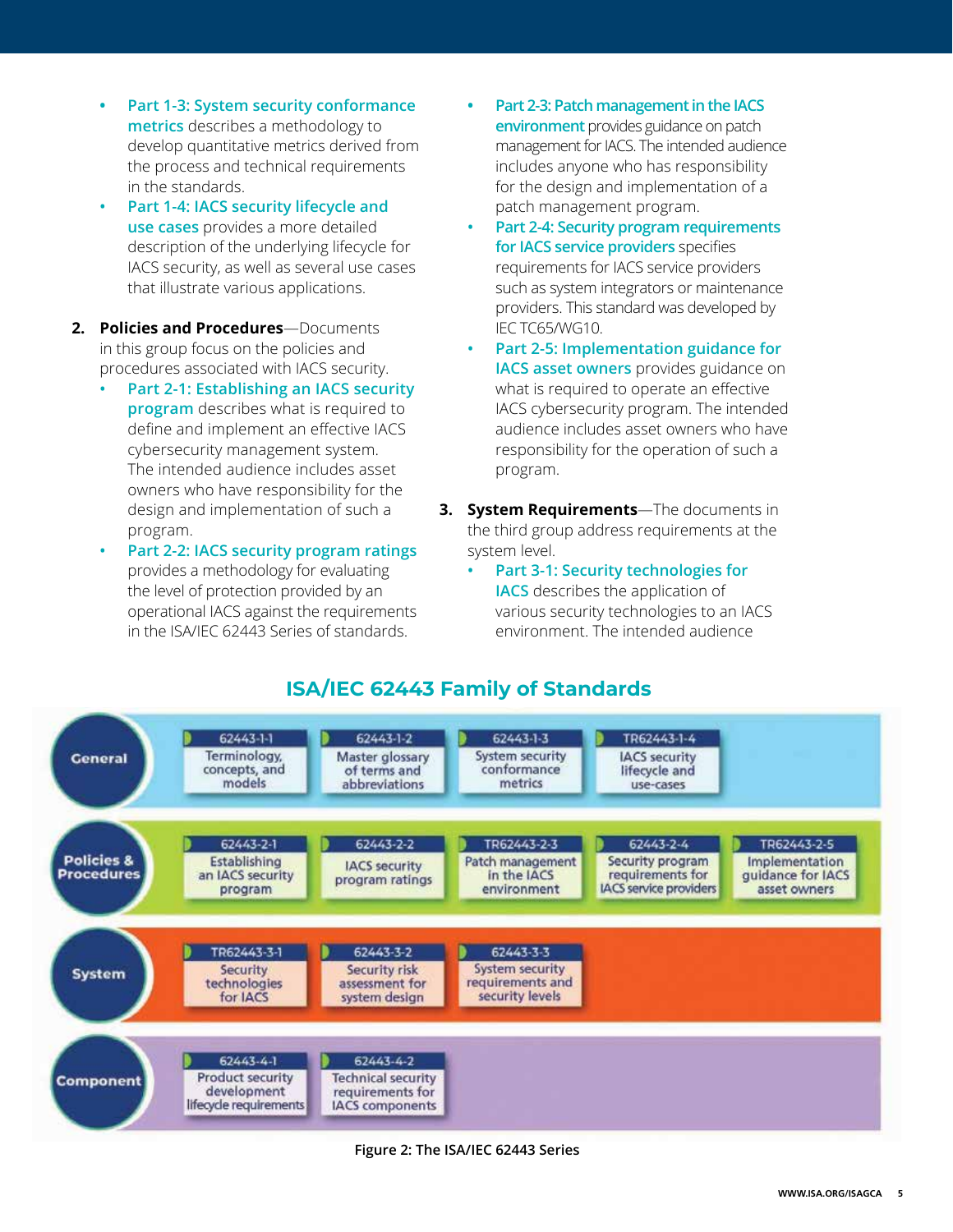- **Part 1-3: System security conformance metrics** describes a methodology to develop quantitative metrics derived from the process and technical requirements in the standards.
- **Part 1-4: IACS security lifecycle and use cases** provides a more detailed description of the underlying lifecycle for IACS security, as well as several use cases that illustrate various applications.

2. **Policies and Procedures**—Documents in this group focus on the policies and procedures associated with IACS security.
   - **Part 2-1: Establishing an IACS security program** describes what is required to define and implement an effective IACS cybersecurity management system. The intended audience includes asset owners who have responsibility for the design and implementation of such a program.
   - **Part 2-2: IACS security program ratings** provides a methodology for evaluating the level of protection provided by an operational IACS against the requirements in the ISA/IEC 62443 Series of standards.
   - **Part 2-3: Patch management in the IACS environment** provides guidance on patch management for IACS. The intended audience includes anyone who has responsibility for the design and implementation of a patch management program.
   - **Part 2-4: Security program requirements for IACS service providers** specifies requirements for IACS service providers such as system integrators or maintenance providers. This standard was developed by IEC TC65/WG10.
   - **Part 2-5: Implementation guidance for IACS asset owners** provides guidance on what is required to operate an effective IACS cybersecurity program. The intended audience includes asset owners who have responsibility for the operation of such a program.

3. **System Requirements**—The documents in the third group address requirements at the system level.
   - **Part 3-1: Security technologies for IACS** describes the application of various security technologies to an IACS environment. The intended audience

## ISA/IEC 62443 Family of Standards

| | | | | | |
|---|---|---|---|---|---|
| **General** | 62443-1-1 Terminology, concepts, and models | 62443-1-2 Master glossary of terms and abbreviations | 62443-1-3 System security conformance metrics | TR62443-1-4 IACS security lifecycle and use-cases | |
| **Policies & Procedures** | 62443-2-1 Establishing an IACS security program | 62443-2-2 IACS security program ratings | TR62443-2-3 Patch management in the IACS environment | 62443-2-4 Security program requirements for IACS service providers | TR62443-2-5 Implementation guidance for IACS asset owners |
| **System** | TR62443-3-1 Security technologies for IACS | 62443-3-2 Security risk assessment for system design | 62443-3-3 System security requirements and security levels | | |
| **Component** | 62443-4-1 Product security development lifecycle requirements | 62443-4-2 Technical security requirements for IACS components | | | |

Figure 2: The ISA/IEC 62443 Series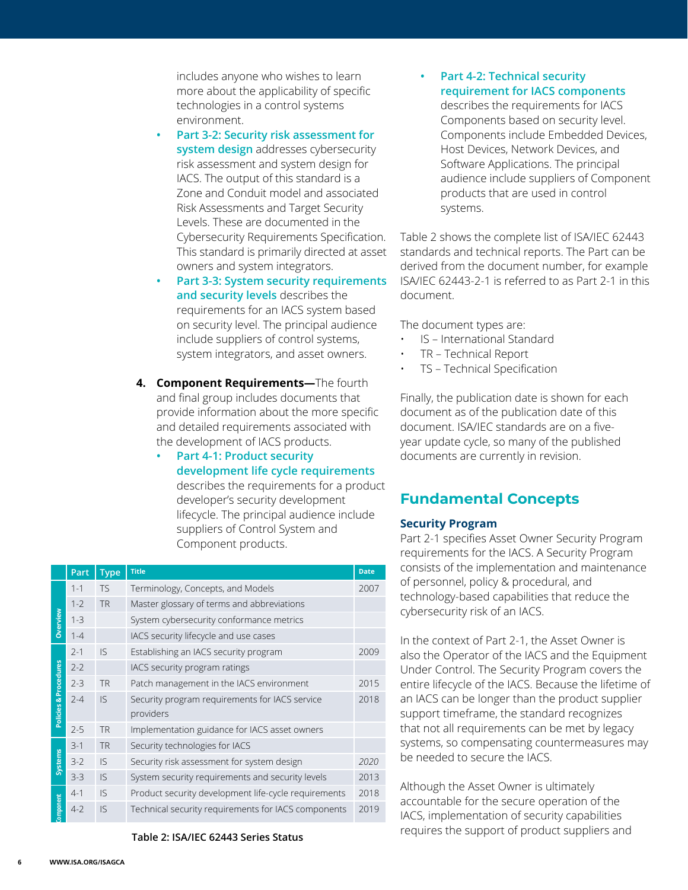includes anyone who wishes to learn more about the applicability of specific technologies in a control systems environment.

- **Part 3-2: Security risk assessment for system design** addresses cybersecurity risk assessment and system design for IACS. The output of this standard is a Zone and Conduit model and associated Risk Assessments and Target Security Levels. These are documented in the Cybersecurity Requirements Specification. This standard is primarily directed at asset owners and system integrators.
- **Part 3-3: System security requirements and security levels** describes the requirements for an IACS system based on security level. The principal audience include suppliers of control systems, system integrators, and asset owners.

4. **Component Requirements—**The fourth and final group includes documents that provide information about the more specific and detailed requirements associated with the development of IACS products.
    - **Part 4-1: Product security development life cycle requirements** describes the requirements for a product developer's security development lifecycle. The principal audience include suppliers of Control System and Component products.
    - **Part 4-2: Technical security requirement for IACS components** describes the requirements for IACS Components based on security level. Components include Embedded Devices, Host Devices, Network Devices, and Software Applications. The principal audience include suppliers of Component products that are used in control systems.

| | Part | Type | Title | Date |
|---|---|---|---|---|
| Overview | 1-1 | TS | Terminology, Concepts, and Models | 2007 |
| | 1-2 | TR | Master glossary of terms and abbreviations | |
| | 1-3 | | System cybersecurity conformance metrics | |
| | 1-4 | | IACS security lifecycle and use cases | |
| Policies & Procedures | 2-1 | IS | Establishing an IACS security program | 2009 |
| | 2-2 | | IACS security program ratings | |
| | 2-3 | TR | Patch management in the IACS environment | 2015 |
| | 2-4 | IS | Security program requirements for IACS service providers | 2018 |
| | 2-5 | TR | Implementation guidance for IACS asset owners | |
| Systems | 3-1 | TR | Security technologies for IACS | |
| | 3-2 | IS | Security risk assessment for system design | *2020* |
| | 3-3 | IS | System security requirements and security levels | 2013 |
| Component | 4-1 | IS | Product security development life-cycle requirements | 2018 |
| | 4-2 | IS | Technical security requirements for IACS components | 2019 |

**Table 2: ISA/IEC 62443 Series Status**

Table 2 shows the complete list of ISA/IEC 62443 standards and technical reports. The Part can be derived from the document number, for example ISA/IEC 62443-2-1 is referred to as Part 2-1 in this document.

The document types are:

- IS – International Standard
- TR – Technical Report
- TS – Technical Specification

Finally, the publication date is shown for each document as of the publication date of this document. ISA/IEC standards are on a five-year update cycle, so many of the published documents are currently in revision.

## Fundamental Concepts

### Security Program

Part 2-1 specifies Asset Owner Security Program requirements for the IACS. A Security Program consists of the implementation and maintenance of personnel, policy & procedural, and technology-based capabilities that reduce the cybersecurity risk of an IACS.

In the context of Part 2-1, the Asset Owner is also the Operator of the IACS and the Equipment Under Control. The Security Program covers the entire lifecycle of the IACS. Because the lifetime of an IACS can be longer than the product supplier support timeframe, the standard recognizes that not all requirements can be met by legacy systems, so compensating countermeasures may be needed to secure the IACS.

Although the Asset Owner is ultimately accountable for the secure operation of the IACS, implementation of security capabilities requires the support of product suppliers and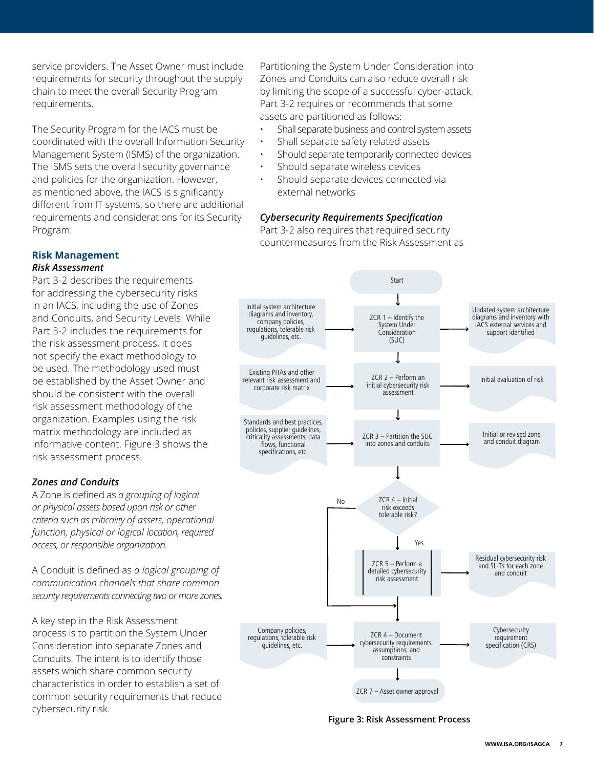service providers. The Asset Owner must include requirements for security throughout the supply chain to meet the overall Security Program requirements.

The Security Program for the IACS must be coordinated with the overall Information Security Management System (ISMS) of the organization. The ISMS sets the overall security governance and policies for the organization. However, as mentioned above, the IACS is significantly different from IT systems, so there are additional requirements and considerations for its Security Program.

## Risk Management

### *Risk Assessment*

Part 3-2 describes the requirements for addressing the cybersecurity risks in an IACS, including the use of Zones and Conduits, and Security Levels. While Part 3-2 includes the requirements for the risk assessment process, it does not specify the exact methodology to be used. The methodology used must be established by the Asset Owner and should be consistent with the overall risk assessment methodology of the organization. Examples using the risk matrix methodology are included as informative content. Figure 3 shows the risk assessment process.

### *Zones and Conduits*

A Zone is defined as *a grouping of logical or physical assets based upon risk or other criteria such as criticality of assets, operational function, physical or logical location, required access, or responsible organization.*

A Conduit is defined as *a logical grouping of communication channels that share common security requirements connecting two or more zones.*

A key step in the Risk Assessment process is to partition the System Under Consideration into separate Zones and Conduits. The intent is to identify those assets which share common security characteristics in order to establish a set of common security requirements that reduce cybersecurity risk.

Partitioning the System Under Consideration into Zones and Conduits can also reduce overall risk by limiting the scope of a successful cyber-attack. Part 3-2 requires or recommends that some assets are partitioned as follows:

- Shall separate business and control system assets
- Shall separate safety related assets
- Should separate temporarily connected devices
- Should separate wireless devices
- Should separate devices connected via external networks

### *Cybersecurity Requirements Specification*

Part 3-2 also requires that required security countermeasures from the Risk Assessment as

Start

Initial system architecture diagrams and inventory, company policies, regulations, tolerable risk guidelines, etc. → ZCR 1 – Identify the System Under Consideration (SUC) → Updated system architecture diagrams and inventory with IACS external services and support identified

Existing PHAs and other relevant risk assessment and corporate risk matrix → ZCR 2 – Perform an initial cybersecurity risk assessment → Initial evaluation of risk

Standards and best practices, policies, supplier guidelines, criticality assessments, data flows, functional specifications, etc. → ZCR 3 – Partition the SUC into zones and conduits → Initial or revised zone and conduit diagram

ZCR 4 – Initial risk exceeds tolerable risk? (No / Yes)

ZCR 5 – Perform a detailed cybersecurity risk assessment → Residual cybersecurity risk and SL-Ts for each zone and conduit

Company policies, regulations, tolerable risk guidelines, etc. → ZCR 4 – Document cybersecurity requirements, assumptions, and constraints → Cybersecurity requirement specification (CRS)

ZCR 7 – Asset owner approval

**Figure 3: Risk Assessment Process**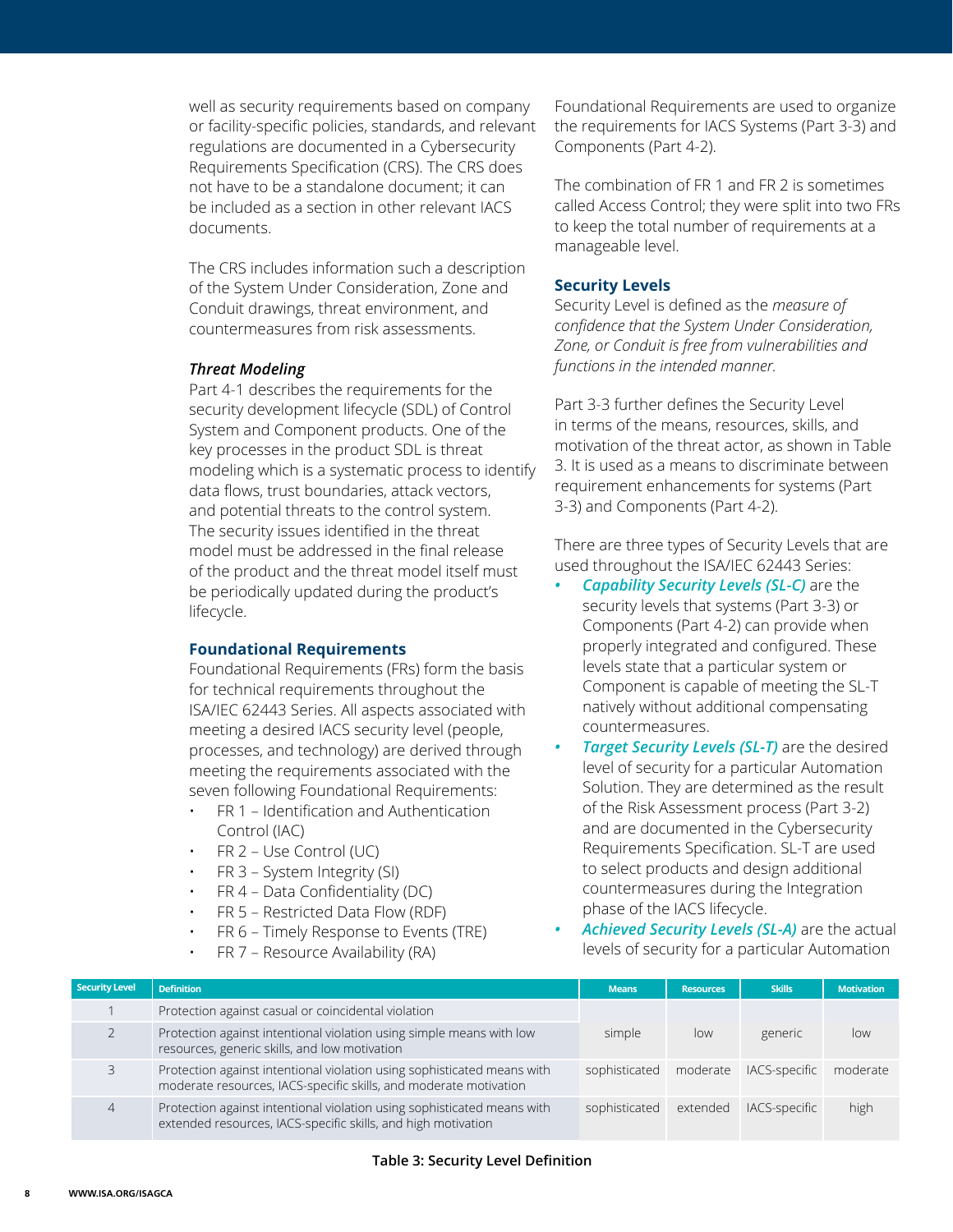well as security requirements based on company or facility-specific policies, standards, and relevant regulations are documented in a Cybersecurity Requirements Specification (CRS). The CRS does not have to be a standalone document; it can be included as a section in other relevant IACS documents.

The CRS includes information such a description of the System Under Consideration, Zone and Conduit drawings, threat environment, and countermeasures from risk assessments.

#### *Threat Modeling*

Part 4-1 describes the requirements for the security development lifecycle (SDL) of Control System and Component products. One of the key processes in the product SDL is threat modeling which is a systematic process to identify data flows, trust boundaries, attack vectors, and potential threats to the control system. The security issues identified in the threat model must be addressed in the final release of the product and the threat model itself must be periodically updated during the product's lifecycle.

### Foundational Requirements

Foundational Requirements (FRs) form the basis for technical requirements throughout the ISA/IEC 62443 Series. All aspects associated with meeting a desired IACS security level (people, processes, and technology) are derived through meeting the requirements associated with the seven following Foundational Requirements:

- FR 1 – Identification and Authentication Control (IAC)
- FR 2 – Use Control (UC)
- FR 3 – System Integrity (SI)
- FR 4 – Data Confidentiality (DC)
- FR 5 – Restricted Data Flow (RDF)
- FR 6 – Timely Response to Events (TRE)
- FR 7 – Resource Availability (RA)

Foundational Requirements are used to organize the requirements for IACS Systems (Part 3-3) and Components (Part 4-2).

The combination of FR 1 and FR 2 is sometimes called Access Control; they were split into two FRs to keep the total number of requirements at a manageable level.

### Security Levels

Security Level is defined as the *measure of confidence that the System Under Consideration, Zone, or Conduit is free from vulnerabilities and functions in the intended manner.*

Part 3-3 further defines the Security Level in terms of the means, resources, skills, and motivation of the threat actor, as shown in Table 3. It is used as a means to discriminate between requirement enhancements for systems (Part 3-3) and Components (Part 4-2).

There are three types of Security Levels that are used throughout the ISA/IEC 62443 Series:

- ***Capability Security Levels (SL-C)*** are the security levels that systems (Part 3-3) or Components (Part 4-2) can provide when properly integrated and configured. These levels state that a particular system or Component is capable of meeting the SL-T natively without additional compensating countermeasures.
- ***Target Security Levels (SL-T)*** are the desired level of security for a particular Automation Solution. They are determined as the result of the Risk Assessment process (Part 3-2) and are documented in the Cybersecurity Requirements Specification. SL-T are used to select products and design additional countermeasures during the Integration phase of the IACS lifecycle.
- ***Achieved Security Levels (SL-A)*** are the actual levels of security for a particular Automation

| Security Level | Definition | Means | Resources | Skills | Motivation |
|---|---|---|---|---|---|
| 1 | Protection against casual or coincidental violation | | | | |
| 2 | Protection against intentional violation using simple means with low resources, generic skills, and low motivation | simple | low | generic | low |
| 3 | Protection against intentional violation using sophisticated means with moderate resources, IACS-specific skills, and moderate motivation | sophisticated | moderate | IACS-specific | moderate |
| 4 | Protection against intentional violation using sophisticated means with extended resources, IACS-specific skills, and high motivation | sophisticated | extended | IACS-specific | high |

**Table 3: Security Level Definition**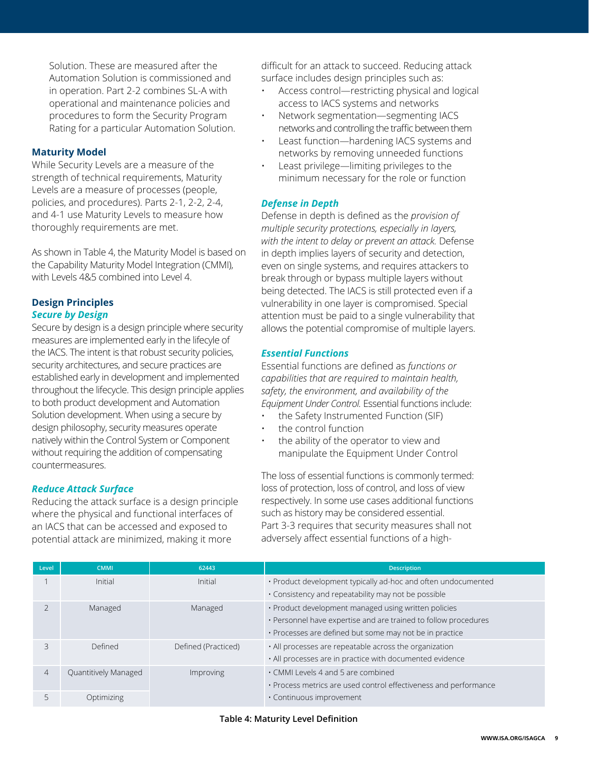Solution. These are measured after the Automation Solution is commissioned and in operation. Part 2-2 combines SL-A with operational and maintenance policies and procedures to form the Security Program Rating for a particular Automation Solution.

### Maturity Model

While Security Levels are a measure of the strength of technical requirements, Maturity Levels are a measure of processes (people, policies, and procedures). Parts 2-1, 2-2, 2-4, and 4-1 use Maturity Levels to measure how thoroughly requirements are met.

As shown in Table 4, the Maturity Model is based on the Capability Maturity Model Integration (CMMI), with Levels 4&5 combined into Level 4.

### Design Principles

#### *Secure by Design*

Secure by design is a design principle where security measures are implemented early in the lifecyle of the IACS. The intent is that robust security policies, security architectures, and secure practices are established early in development and implemented throughout the lifecycle. This design principle applies to both product development and Automation Solution development. When using a secure by design philosophy, security measures operate natively within the Control System or Component without requiring the addition of compensating countermeasures.

#### *Reduce Attack Surface*

Reducing the attack surface is a design principle where the physical and functional interfaces of an IACS that can be accessed and exposed to potential attack are minimized, making it more difficult for an attack to succeed. Reducing attack surface includes design principles such as:

- Access control—restricting physical and logical access to IACS systems and networks
- Network segmentation—segmenting IACS networks and controlling the traffic between them
- Least function—hardening IACS systems and networks by removing unneeded functions
- Least privilege—limiting privileges to the minimum necessary for the role or function

#### *Defense in Depth*

Defense in depth is defined as the *provision of multiple security protections, especially in layers, with the intent to delay or prevent an attack.* Defense in depth implies layers of security and detection, even on single systems, and requires attackers to break through or bypass multiple layers without being detected. The IACS is still protected even if a vulnerability in one layer is compromised. Special attention must be paid to a single vulnerability that allows the potential compromise of multiple layers.

#### *Essential Functions*

Essential functions are defined as *functions or capabilities that are required to maintain health, safety, the environment, and availability of the Equipment Under Control.* Essential functions include:

- the Safety Instrumented Function (SIF)
- the control function
- the ability of the operator to view and manipulate the Equipment Under Control

The loss of essential functions is commonly termed: loss of protection, loss of control, and loss of view respectively. In some use cases additional functions such as history may be considered essential. Part 3-3 requires that security measures shall not adversely affect essential functions of a high-

| Level | CMMI | 62443 | Description |
|---|---|---|---|
| 1 | Initial | Initial | • Product development typically ad-hoc and often undocumented<br>• Consistency and repeatability may not be possible |
| 2 | Managed | Managed | • Product development managed using written policies<br>• Personnel have expertise and are trained to follow procedures<br>• Processes are defined but some may not be in practice |
| 3 | Defined | Defined (Practiced) | • All processes are repeatable across the organization<br>• All processes are in practice with documented evidence |
| 4 | Quantitively Managed | Improving | • CMMI Levels 4 and 5 are combined<br>• Process metrics are used control effectiveness and performance<br>• Continuous improvement |
| 5 | Optimizing | | |

**Table 4: Maturity Level Definition**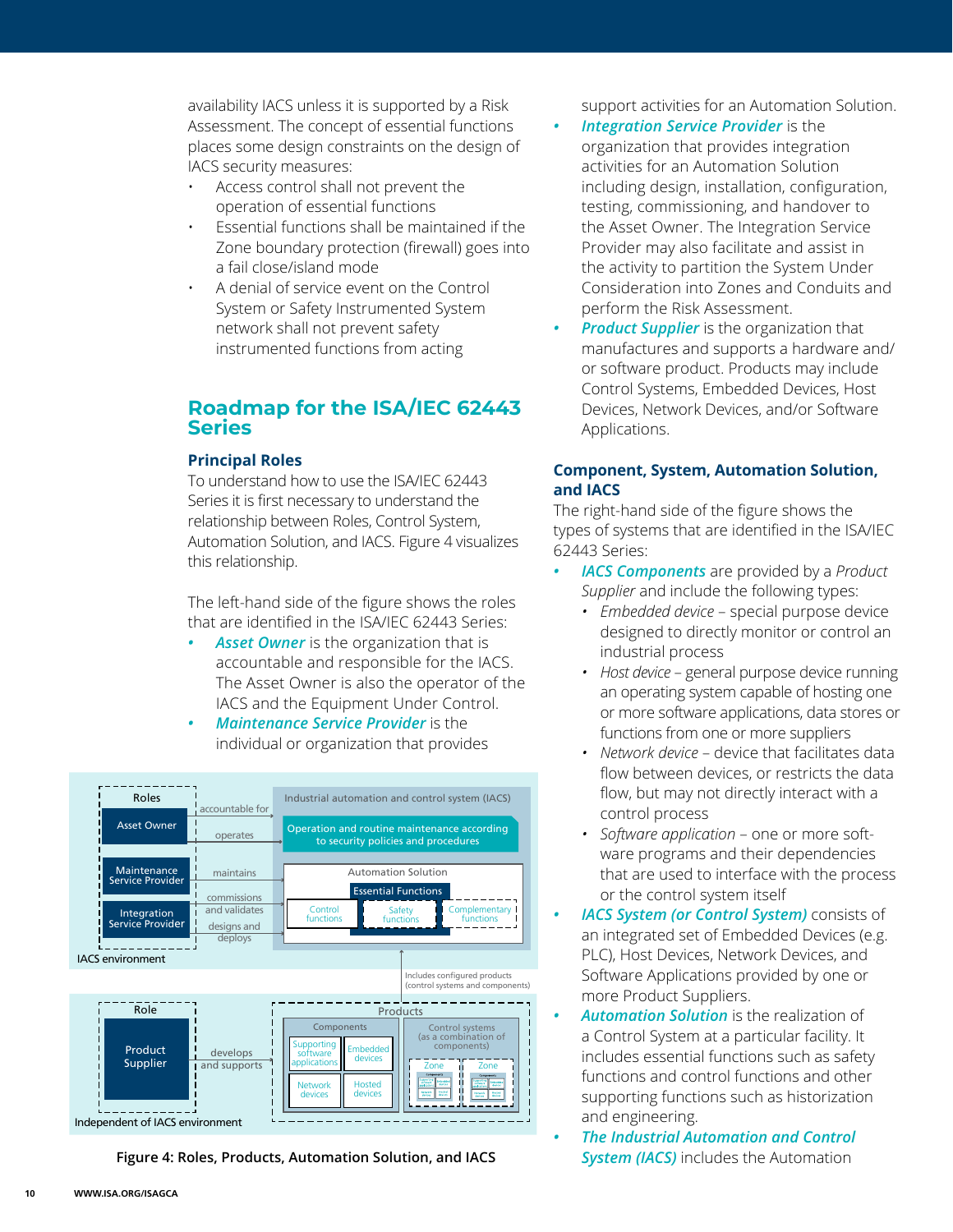availability IACS unless it is supported by a Risk Assessment. The concept of essential functions places some design constraints on the design of IACS security measures:

- Access control shall not prevent the operation of essential functions
- Essential functions shall be maintained if the Zone boundary protection (firewall) goes into a fail close/island mode
- A denial of service event on the Control System or Safety Instrumented System network shall not prevent safety instrumented functions from acting

## Roadmap for the ISA/IEC 62443 Series

### Principal Roles

To understand how to use the ISA/IEC 62443 Series it is first necessary to understand the relationship between Roles, Control System, Automation Solution, and IACS. Figure 4 visualizes this relationship.

The left-hand side of the figure shows the roles that are identified in the ISA/IEC 62443 Series:

- ***Asset Owner*** is the organization that is accountable and responsible for the IACS. The Asset Owner is also the operator of the IACS and the Equipment Under Control.
- ***Maintenance Service Provider*** is the individual or organization that provides support activities for an Automation Solution.
- ***Integration Service Provider*** is the organization that provides integration activities for an Automation Solution including design, installation, configuration, testing, commissioning, and handover to the Asset Owner. The Integration Service Provider may also facilitate and assist in the activity to partition the System Under Consideration into Zones and Conduits and perform the Risk Assessment.
- ***Product Supplier*** is the organization that manufactures and supports a hardware and/or software product. Products may include Control Systems, Embedded Devices, Host Devices, Network Devices, and/or Software Applications.

Figure 4: Roles, Products, Automation Solution, and IACS

### Component, System, Automation Solution, and IACS

The right-hand side of the figure shows the types of systems that are identified in the ISA/IEC 62443 Series:

- ***IACS Components*** are provided by a *Product Supplier* and include the following types:
  - *Embedded device* – special purpose device designed to directly monitor or control an industrial process
  - *Host device* – general purpose device running an operating system capable of hosting one or more software applications, data stores or functions from one or more suppliers
  - *Network device* – device that facilitates data flow between devices, or restricts the data flow, but may not directly interact with a control process
  - *Software application* – one or more software programs and their dependencies that are used to interface with the process or the control system itself
- ***IACS System (or Control System)*** consists of an integrated set of Embedded Devices (e.g. PLC), Host Devices, Network Devices, and Software Applications provided by one or more Product Suppliers.
- ***Automation Solution*** is the realization of a Control System at a particular facility. It includes essential functions such as safety functions and control functions and other supporting functions such as historization and engineering.
- ***The Industrial Automation and Control System (IACS)*** includes the Automation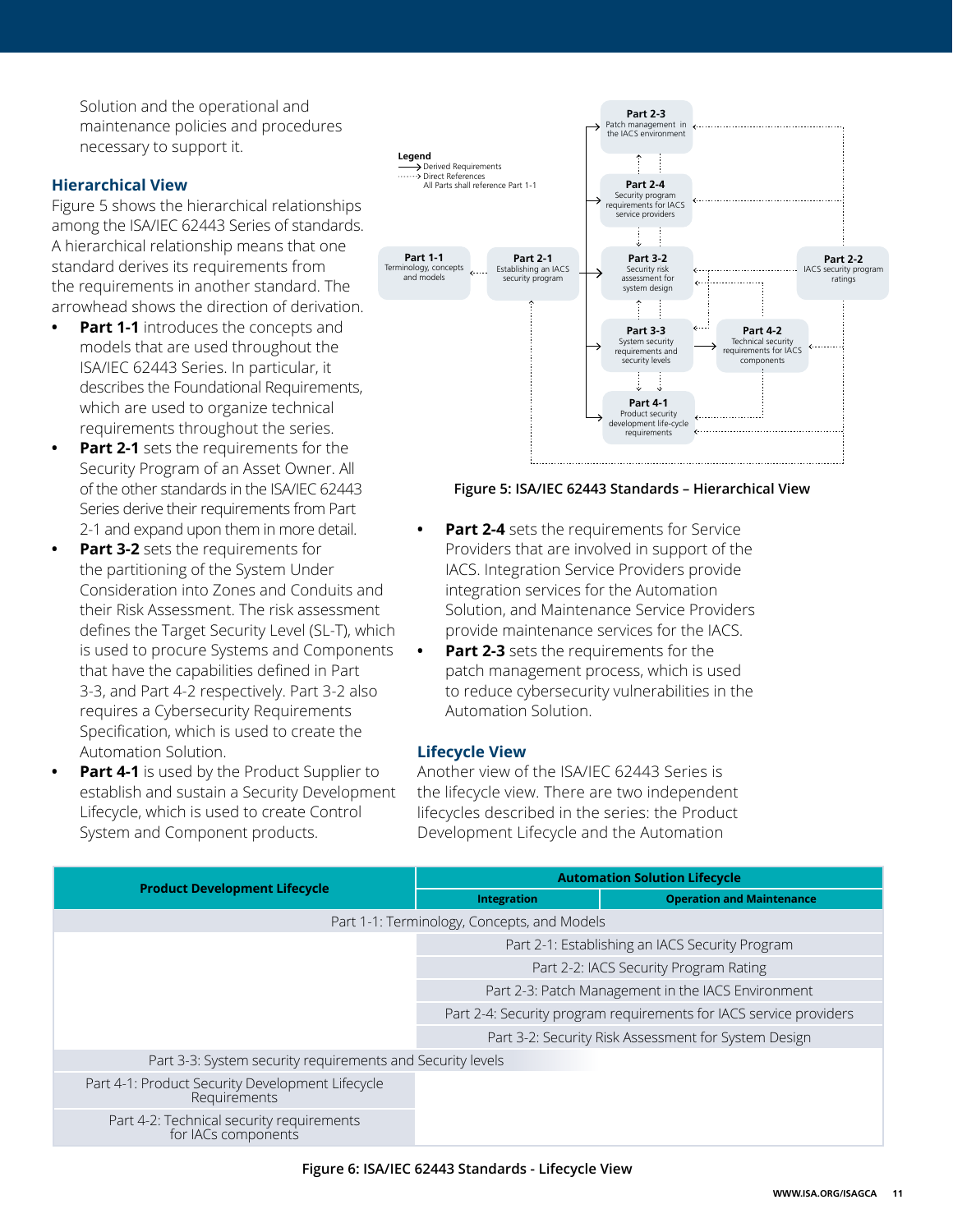Solution and the operational and maintenance policies and procedures necessary to support it.

### Hierarchical View

Figure 5 shows the hierarchical relationships among the ISA/IEC 62443 Series of standards. A hierarchical relationship means that one standard derives its requirements from the requirements in another standard. The arrowhead shows the direction of derivation.

- **Part 1-1** introduces the concepts and models that are used throughout the ISA/IEC 62443 Series. In particular, it describes the Foundational Requirements, which are used to organize technical requirements throughout the series.
- **Part 2-1** sets the requirements for the Security Program of an Asset Owner. All of the other standards in the ISA/IEC 62443 Series derive their requirements from Part 2-1 and expand upon them in more detail.
- **Part 3-2** sets the requirements for the partitioning of the System Under Consideration into Zones and Conduits and their Risk Assessment. The risk assessment defines the Target Security Level (SL-T), which is used to procure Systems and Components that have the capabilities defined in Part 3-3, and Part 4-2 respectively. Part 3-2 also requires a Cybersecurity Requirements Specification, which is used to create the Automation Solution.
- **Part 4-1** is used by the Product Supplier to establish and sustain a Security Development Lifecycle, which is used to create Control System and Component products.

Legend
→ Derived Requirements
⋯> Direct References
All Parts shall reference Part 1-1

**Part 1-1** Terminology, concepts and models
**Part 2-1** Establishing an IACS security program
**Part 2-2** IACS security program ratings
**Part 2-3** Patch management in the IACS environment
**Part 2-4** Security program requirements for IACS service providers
**Part 3-2** Security risk assessment for system design
**Part 3-3** System security requirements and security levels
**Part 4-1** Product security development life-cycle requirements
**Part 4-2** Technical security requirements for IACS components

**Figure 5: ISA/IEC 62443 Standards – Hierarchical View**

- **Part 2-4** sets the requirements for Service Providers that are involved in support of the IACS. Integration Service Providers provide integration services for the Automation Solution, and Maintenance Service Providers provide maintenance services for the IACS.
- **Part 2-3** sets the requirements for the patch management process, which is used to reduce cybersecurity vulnerabilities in the Automation Solution.

### Lifecycle View

Another view of the ISA/IEC 62443 Series is the lifecycle view. There are two independent lifecycles described in the series: the Product Development Lifecycle and the Automation

| Product Development Lifecycle | Automation Solution Lifecycle | |
|---|---|---|
| | Integration | Operation and Maintenance |
| Part 1-1: Terminology, Concepts, and Models | Part 1-1: Terminology, Concepts, and Models | Part 1-1: Terminology, Concepts, and Models |
| | Part 2-1: Establishing an IACS Security Program | Part 2-1: Establishing an IACS Security Program |
| | Part 2-2: IACS Security Program Rating | Part 2-2: IACS Security Program Rating |
| | Part 2-3: Patch Management in the IACS Environment | Part 2-3: Patch Management in the IACS Environment |
| | Part 2-4: Security program requirements for IACS service providers | Part 2-4: Security program requirements for IACS service providers |
| | Part 3-2: Security Risk Assessment for System Design | Part 3-2: Security Risk Assessment for System Design |
| Part 3-3: System security requirements and Security levels | Part 3-3: System security requirements and Security levels | |
| Part 4-1: Product Security Development Lifecycle Requirements | | |
| Part 4-2: Technical security requirements for IACs components | | |

**Figure 6: ISA/IEC 62443 Standards - Lifecycle View**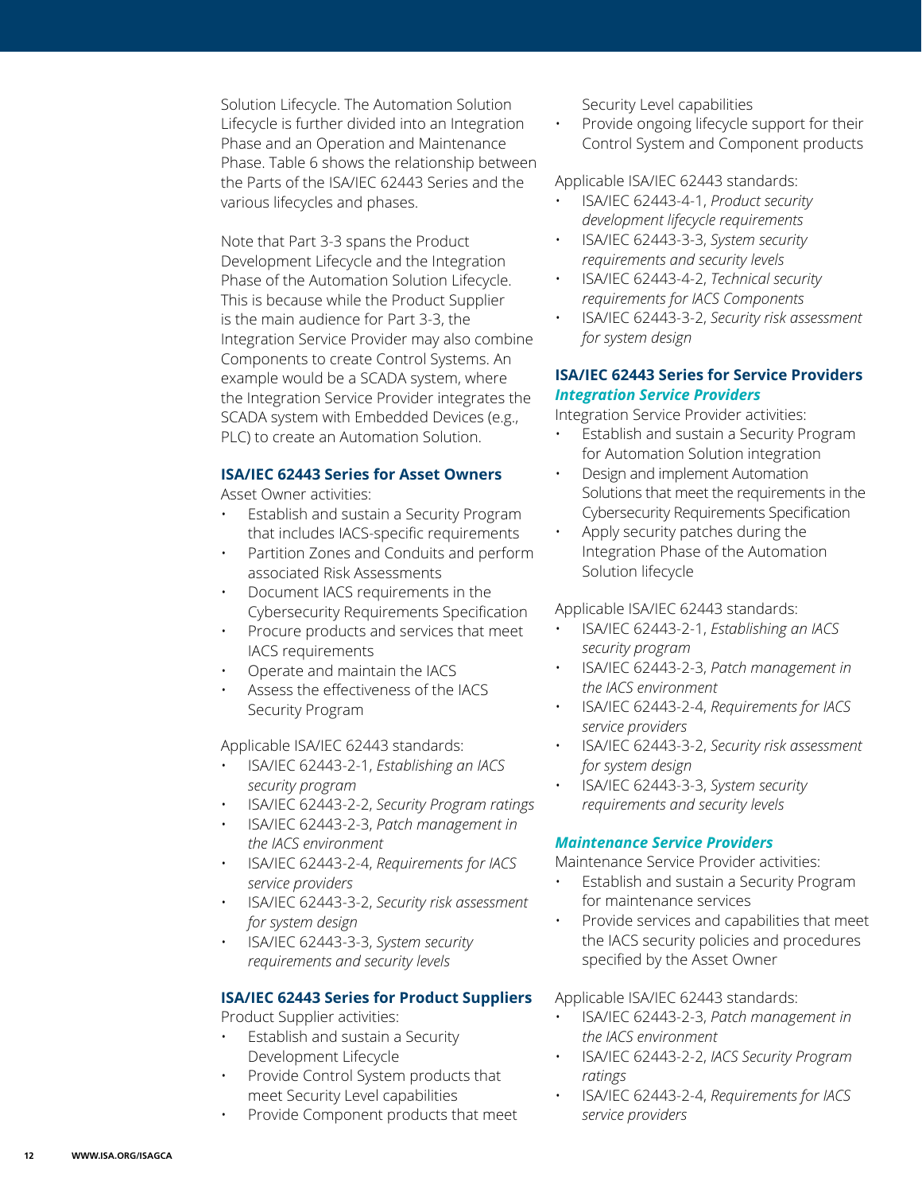Solution Lifecycle. The Automation Solution Lifecycle is further divided into an Integration Phase and an Operation and Maintenance Phase. Table 6 shows the relationship between the Parts of the ISA/IEC 62443 Series and the various lifecycles and phases.

Note that Part 3-3 spans the Product Development Lifecycle and the Integration Phase of the Automation Solution Lifecycle. This is because while the Product Supplier is the main audience for Part 3-3, the Integration Service Provider may also combine Components to create Control Systems. An example would be a SCADA system, where the Integration Service Provider integrates the SCADA system with Embedded Devices (e.g., PLC) to create an Automation Solution.

### ISA/IEC 62443 Series for Asset Owners

Asset Owner activities:

- Establish and sustain a Security Program that includes IACS-specific requirements
- Partition Zones and Conduits and perform associated Risk Assessments
- Document IACS requirements in the Cybersecurity Requirements Specification
- Procure products and services that meet IACS requirements
- Operate and maintain the IACS
- Assess the effectiveness of the IACS Security Program

Applicable ISA/IEC 62443 standards:

- ISA/IEC 62443-2-1, *Establishing an IACS security program*
- ISA/IEC 62443-2-2, *Security Program ratings*
- ISA/IEC 62443-2-3, *Patch management in the IACS environment*
- ISA/IEC 62443-2-4, *Requirements for IACS service providers*
- ISA/IEC 62443-3-2, *Security risk assessment for system design*
- ISA/IEC 62443-3-3, *System security requirements and security levels*

### ISA/IEC 62443 Series for Product Suppliers

Product Supplier activities:

- Establish and sustain a Security Development Lifecycle
- Provide Control System products that meet Security Level capabilities
- Provide Component products that meet Security Level capabilities
- Provide ongoing lifecycle support for their Control System and Component products

Applicable ISA/IEC 62443 standards:

- ISA/IEC 62443-4-1, *Product security development lifecycle requirements*
- ISA/IEC 62443-3-3, *System security requirements and security levels*
- ISA/IEC 62443-4-2, *Technical security requirements for IACS Components*
- ISA/IEC 62443-3-2, *Security risk assessment for system design*

### ISA/IEC 62443 Series for Service Providers

#### *Integration Service Providers*

Integration Service Provider activities:

- Establish and sustain a Security Program for Automation Solution integration
- Design and implement Automation Solutions that meet the requirements in the Cybersecurity Requirements Specification
- Apply security patches during the Integration Phase of the Automation Solution lifecycle

Applicable ISA/IEC 62443 standards:

- ISA/IEC 62443-2-1, *Establishing an IACS security program*
- ISA/IEC 62443-2-3, *Patch management in the IACS environment*
- ISA/IEC 62443-2-4, *Requirements for IACS service providers*
- ISA/IEC 62443-3-2, *Security risk assessment for system design*
- ISA/IEC 62443-3-3, *System security requirements and security levels*

#### *Maintenance Service Providers*

Maintenance Service Provider activities:

- Establish and sustain a Security Program for maintenance services
- Provide services and capabilities that meet the IACS security policies and procedures specified by the Asset Owner

Applicable ISA/IEC 62443 standards:

- ISA/IEC 62443-2-3, *Patch management in the IACS environment*
- ISA/IEC 62443-2-2, *IACS Security Program ratings*
- ISA/IEC 62443-2-4, *Requirements for IACS service providers*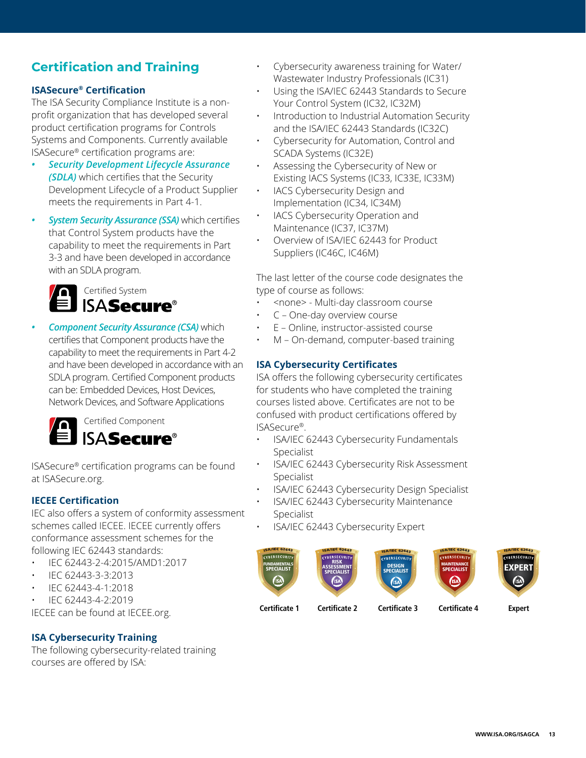## Certification and Training

### ISASecure® Certification

The ISA Security Compliance Institute is a non-profit organization that has developed several product certification programs for Controls Systems and Components. Currently available ISASecure® certification programs are:

- ***Security Development Lifecycle Assurance (SDLA)*** which certifies that the Security Development Lifecycle of a Product Supplier meets the requirements in Part 4-1.
- ***System Security Assurance (SSA)*** which certifies that Control System products have the capability to meet the requirements in Part 3-3 and have been developed in accordance with an SDLA program.

Certified System ISASecure®

- ***Component Security Assurance (CSA)*** which certifies that Component products have the capability to meet the requirements in Part 4-2 and have been developed in accordance with an SDLA program. Certified Component products can be: Embedded Devices, Host Devices, Network Devices, and Software Applications

Certified Component ISASecure®

ISASecure® certification programs can be found at ISASecure.org.

### IECEE Certification

IEC also offers a system of conformity assessment schemes called IECEE. IECEE currently offers conformance assessment schemes for the following IEC 62443 standards:

- IEC 62443-2-4:2015/AMD1:2017
- IEC 62443-3-3:2013
- IEC 62443-4-1:2018
- IEC 62443-4-2:2019

IECEE can be found at IECEE.org.

### ISA Cybersecurity Training

The following cybersecurity-related training courses are offered by ISA:

- Cybersecurity awareness training for Water/Wastewater Industry Professionals (IC31)
- Using the ISA/IEC 62443 Standards to Secure Your Control System (IC32, IC32M)
- Introduction to Industrial Automation Security and the ISA/IEC 62443 Standards (IC32C)
- Cybersecurity for Automation, Control and SCADA Systems (IC32E)
- Assessing the Cybersecurity of New or Existing IACS Systems (IC33, IC33E, IC33M)
- IACS Cybersecurity Design and Implementation (IC34, IC34M)
- IACS Cybersecurity Operation and Maintenance (IC37, IC37M)
- Overview of ISA/IEC 62443 for Product Suppliers (IC46C, IC46M)

The last letter of the course code designates the type of course as follows:

- <none> - Multi-day classroom course
- C – One-day overview course
- E – Online, instructor-assisted course
- M – On-demand, computer-based training

### ISA Cybersecurity Certificates

ISA offers the following cybersecurity certificates for students who have completed the training courses listed above. Certificates are not to be confused with product certifications offered by ISASecure®.

- ISA/IEC 62443 Cybersecurity Fundamentals Specialist
- ISA/IEC 62443 Cybersecurity Risk Assessment Specialist
- ISA/IEC 62443 Cybersecurity Design Specialist
- ISA/IEC 62443 Cybersecurity Maintenance Specialist
- ISA/IEC 62443 Cybersecurity Expert

Certificate 1 | Certificate 2 | Certificate 3 | Certificate 4 | Expert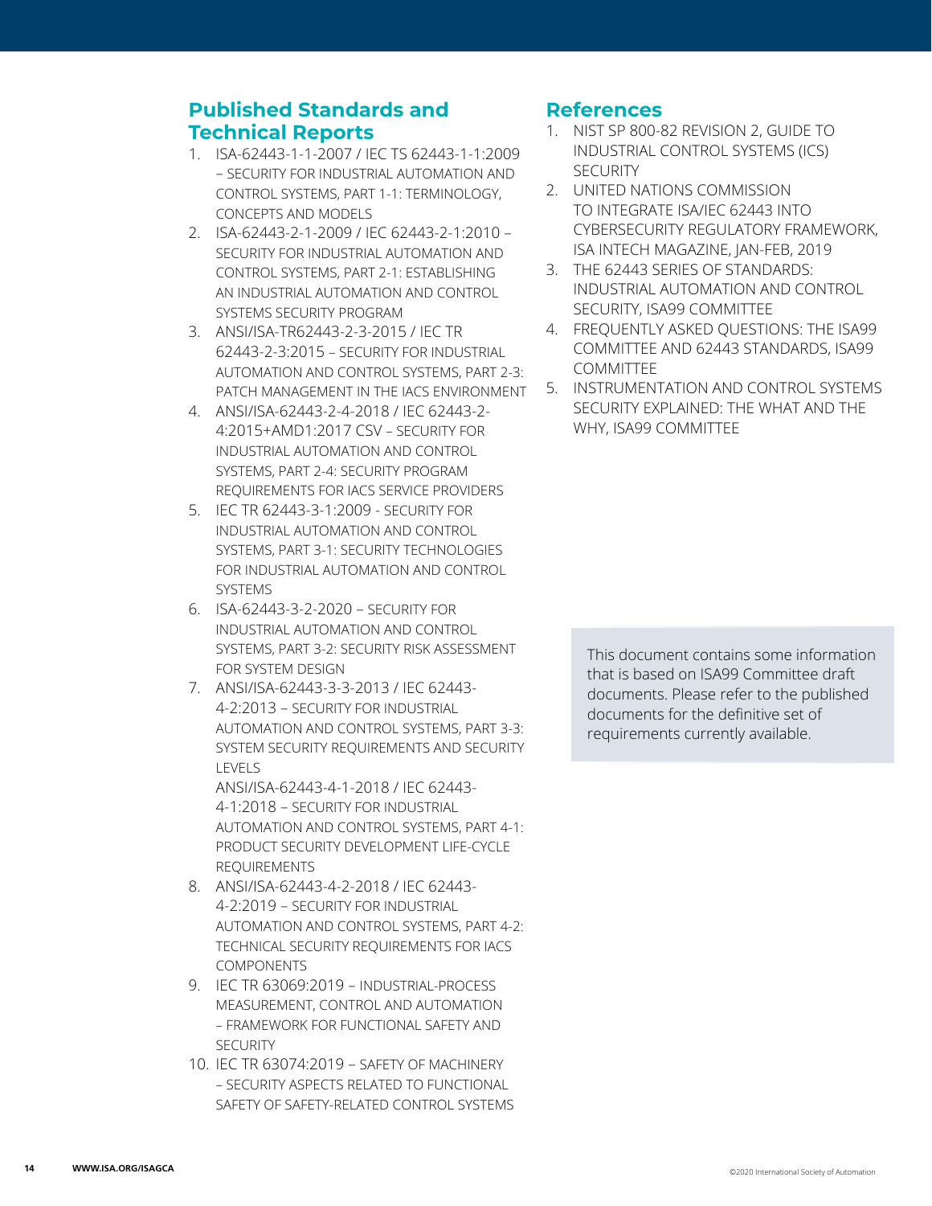## Published Standards and Technical Reports

1. ISA-62443-1-1-2007 / IEC TS 62443-1-1:2009 – SECURITY FOR INDUSTRIAL AUTOMATION AND CONTROL SYSTEMS, PART 1-1: TERMINOLOGY, CONCEPTS AND MODELS
2. ISA-62443-2-1-2009 / IEC 62443-2-1:2010 – SECURITY FOR INDUSTRIAL AUTOMATION AND CONTROL SYSTEMS, PART 2-1: ESTABLISHING AN INDUSTRIAL AUTOMATION AND CONTROL SYSTEMS SECURITY PROGRAM
3. ANSI/ISA-TR62443-2-3-2015 / IEC TR 62443-2-3:2015 – SECURITY FOR INDUSTRIAL AUTOMATION AND CONTROL SYSTEMS, PART 2-3: PATCH MANAGEMENT IN THE IACS ENVIRONMENT
4. ANSI/ISA-62443-2-4-2018 / IEC 62443-2-4:2015+AMD1:2017 CSV – SECURITY FOR INDUSTRIAL AUTOMATION AND CONTROL SYSTEMS, PART 2-4: SECURITY PROGRAM REQUIREMENTS FOR IACS SERVICE PROVIDERS
5. IEC TR 62443-3-1:2009 - SECURITY FOR INDUSTRIAL AUTOMATION AND CONTROL SYSTEMS, PART 3-1: SECURITY TECHNOLOGIES FOR INDUSTRIAL AUTOMATION AND CONTROL SYSTEMS
6. ISA-62443-3-2-2020 – SECURITY FOR INDUSTRIAL AUTOMATION AND CONTROL SYSTEMS, PART 3-2: SECURITY RISK ASSESSMENT FOR SYSTEM DESIGN
7. ANSI/ISA-62443-3-3-2013 / IEC 62443-4-2:2013 – SECURITY FOR INDUSTRIAL AUTOMATION AND CONTROL SYSTEMS, PART 3-3: SYSTEM SECURITY REQUIREMENTS AND SECURITY LEVELS

   ANSI/ISA-62443-4-1-2018 / IEC 62443-4-1:2018 – SECURITY FOR INDUSTRIAL AUTOMATION AND CONTROL SYSTEMS, PART 4-1: PRODUCT SECURITY DEVELOPMENT LIFE-CYCLE REQUIREMENTS
8. ANSI/ISA-62443-4-2-2018 / IEC 62443-4-2:2019 – SECURITY FOR INDUSTRIAL AUTOMATION AND CONTROL SYSTEMS, PART 4-2: TECHNICAL SECURITY REQUIREMENTS FOR IACS COMPONENTS
9. IEC TR 63069:2019 – INDUSTRIAL-PROCESS MEASUREMENT, CONTROL AND AUTOMATION – FRAMEWORK FOR FUNCTIONAL SAFETY AND SECURITY
10. IEC TR 63074:2019 – SAFETY OF MACHINERY – SECURITY ASPECTS RELATED TO FUNCTIONAL SAFETY OF SAFETY-RELATED CONTROL SYSTEMS

## References

1. NIST SP 800-82 REVISION 2, GUIDE TO INDUSTRIAL CONTROL SYSTEMS (ICS) SECURITY
2. UNITED NATIONS COMMISSION TO INTEGRATE ISA/IEC 62443 INTO CYBERSECURITY REGULATORY FRAMEWORK, ISA INTECH MAGAZINE, JAN-FEB, 2019
3. THE 62443 SERIES OF STANDARDS: INDUSTRIAL AUTOMATION AND CONTROL SECURITY, ISA99 COMMITTEE
4. FREQUENTLY ASKED QUESTIONS: THE ISA99 COMMITTEE AND 62443 STANDARDS, ISA99 COMMITTEE
5. INSTRUMENTATION AND CONTROL SYSTEMS SECURITY EXPLAINED: THE WHAT AND THE WHY, ISA99 COMMITTEE

This document contains some information that is based on ISA99 Committee draft documents. Please refer to the published documents for the definitive set of requirements currently available.